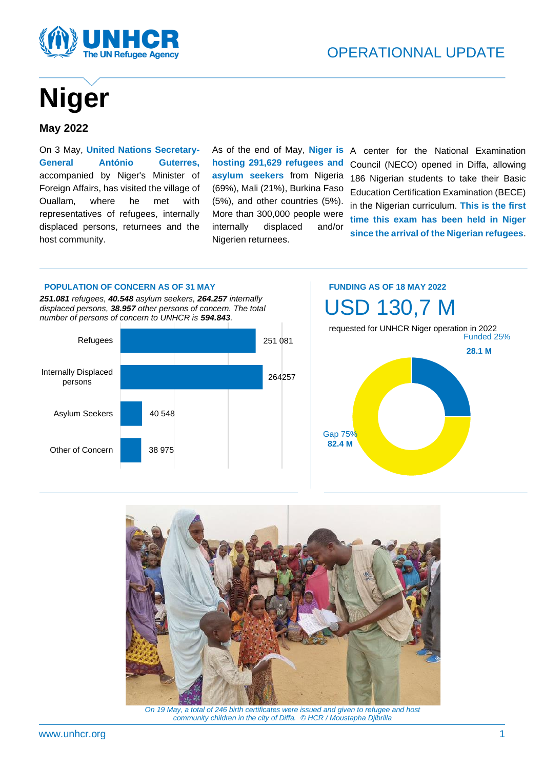OPERATIONNAL UPDATE

# Niger

## May 2022

On 3 May, **United Nations Secretary-General António Guterres,** accompanied by Niger's Minister of Foreign Affairs, has visited the village of Ouallam, where he met with representatives of refugees, internally displaced persons, returnees and the host community.

As of the end of May, **Niger is hosting 291,629 refugees and asylum seekers** from Nigeria (69%), Mali (21%), Burkina Faso (5%), and other countries (5%). More than 300,000 people were internally displaced and/or Nigerien returnees.

A center for the National Examination Council (NECO) opened in Diffa, allowing 186 Nigerian students to take their Basic Education Certification Examination (BECE) in the Nigerian curriculum. **This is the first time this exam has been held in Niger since the arrival of the Nigerian refugees**.

**POPULATION OF CONCERN AS OF 31 MAY**

***251.081*** *refugees,* ***40.548*** *asylum seekers,* ***264.257*** *internally displaced persons,* ***38.957*** *other persons of concern. The total number of persons of concern to UNHCR is* ***594.843****.*

| Category | Number |
|---|---|
| Refugees | 251 081 |
| Internally Displaced persons | 264257 |
| Asylum Seekers | 40 548 |
| Other of Concern | 38 975 |

**FUNDING AS OF 18 MAY 2022**

USD 130,7 M

requested for UNHCR Niger operation in 2022

Funded 25%
**28.1 M**

Gap 75%
**82.4 M**

*On 19 May, a total of 246 birth certificates were issued and given to refugee and host community children in the city of Diffa. © HCR / Moustapha Djibrilla*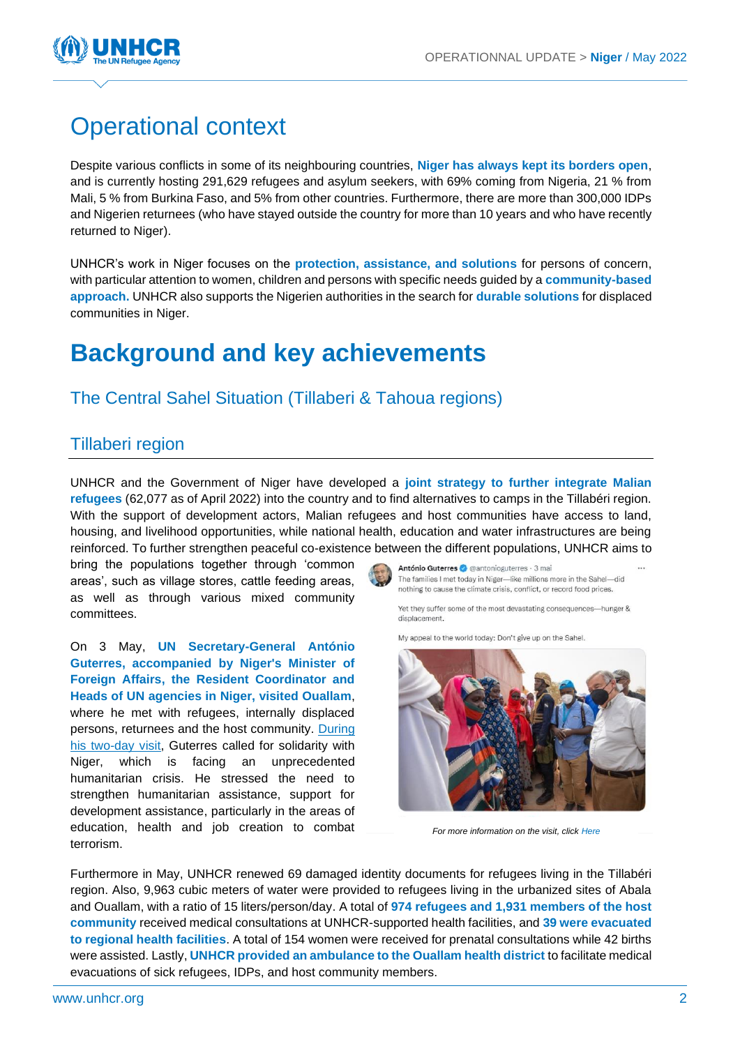# Operational context

Despite various conflicts in some of its neighbouring countries, **Niger has always kept its borders open**, and is currently hosting 291,629 refugees and asylum seekers, with 69% coming from Nigeria, 21 % from Mali, 5 % from Burkina Faso, and 5% from other countries. Furthermore, there are more than 300,000 IDPs and Nigerien returnees (who have stayed outside the country for more than 10 years and who have recently returned to Niger).

UNHCR's work in Niger focuses on the **protection, assistance, and solutions** for persons of concern, with particular attention to women, children and persons with specific needs guided by a **community-based approach.** UNHCR also supports the Nigerien authorities in the search for **durable solutions** for displaced communities in Niger.

# Background and key achievements

## The Central Sahel Situation (Tillaberi & Tahoua regions)

### Tillaberi region

UNHCR and the Government of Niger have developed a **joint strategy to further integrate Malian refugees** (62,077 as of April 2022) into the country and to find alternatives to camps in the Tillabéri region. With the support of development actors, Malian refugees and host communities have access to land, housing, and livelihood opportunities, while national health, education and water infrastructures are being reinforced. To further strengthen peaceful co-existence between the different populations, UNHCR aims to bring the populations together through 'common areas', such as village stores, cattle feeding areas, as well as through various mixed community committees.

On 3 May, **UN Secretary-General António Guterres, accompanied by Niger's Minister of Foreign Affairs, the Resident Coordinator and Heads of UN agencies in Niger, visited Ouallam**, where he met with refugees, internally displaced persons, returnees and the host community. During his two-day visit, Guterres called for solidarity with Niger, which is facing an unprecedented humanitarian crisis. He stressed the need to strengthen humanitarian assistance, support for development assistance, particularly in the areas of education, health and job creation to combat terrorism.

António Guterres @antonioguterres · 3 mai

The families I met today in Niger—like millions more in the Sahel—did nothing to cause the climate crisis, conflict, or record food prices.

Yet they suffer some of the most devastating consequences—hunger & displacement.

My appeal to the world today: Don't give up on the Sahel.

*For more information on the visit, click Here*

Furthermore in May, UNHCR renewed 69 damaged identity documents for refugees living in the Tillabéri region. Also, 9,963 cubic meters of water were provided to refugees living in the urbanized sites of Abala and Ouallam, with a ratio of 15 liters/person/day. A total of **974 refugees and 1,931 members of the host community** received medical consultations at UNHCR-supported health facilities, and **39 were evacuated to regional health facilities**. A total of 154 women were received for prenatal consultations while 42 births were assisted. Lastly, **UNHCR provided an ambulance to the Ouallam health district** to facilitate medical evacuations of sick refugees, IDPs, and host community members.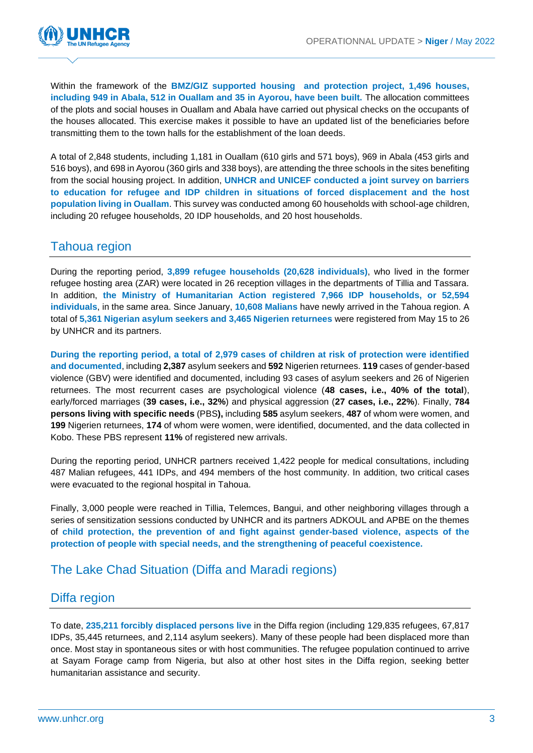Within the framework of the **BMZ/GIZ supported housing and protection project, 1,496 houses, including 949 in Abala, 512 in Ouallam and 35 in Ayorou, have been built.** The allocation committees of the plots and social houses in Ouallam and Abala have carried out physical checks on the occupants of the houses allocated. This exercise makes it possible to have an updated list of the beneficiaries before transmitting them to the town halls for the establishment of the loan deeds.

A total of 2,848 students, including 1,181 in Ouallam (610 girls and 571 boys), 969 in Abala (453 girls and 516 boys), and 698 in Ayorou (360 girls and 338 boys), are attending the three schools in the sites benefiting from the social housing project. In addition, **UNHCR and UNICEF conducted a joint survey on barriers to education for refugee and IDP children in situations of forced displacement and the host population living in Ouallam**. This survey was conducted among 60 households with school-age children, including 20 refugee households, 20 IDP households, and 20 host households.

## Tahoua region

During the reporting period, **3,899 refugee households (20,628 individuals)**, who lived in the former refugee hosting area (ZAR) were located in 26 reception villages in the departments of Tillia and Tassara. In addition, **the Ministry of Humanitarian Action registered 7,966 IDP households, or 52,594 individuals**, in the same area. Since January, **10,608 Malians** have newly arrived in the Tahoua region. A total of **5,361 Nigerian asylum seekers and 3,465 Nigerien returnees** were registered from May 15 to 26 by UNHCR and its partners.

**During the reporting period, a total of 2,979 cases of children at risk of protection were identified and documented**, including **2,387** asylum seekers and **592** Nigerien returnees. **119** cases of gender-based violence (GBV) were identified and documented, including 93 cases of asylum seekers and 26 of Nigerien returnees. The most recurrent cases are psychological violence (**48 cases, i.e., 40% of the total**), early/forced marriages (**39 cases, i.e., 32%**) and physical aggression (**27 cases, i.e., 22%**). Finally, **784 persons living with specific needs** (PBS**),** including **585** asylum seekers, **487** of whom were women, and **199** Nigerien returnees, **174** of whom were women, were identified, documented, and the data collected in Kobo. These PBS represent **11%** of registered new arrivals.

During the reporting period, UNHCR partners received 1,422 people for medical consultations, including 487 Malian refugees, 441 IDPs, and 494 members of the host community. In addition, two critical cases were evacuated to the regional hospital in Tahoua.

Finally, 3,000 people were reached in Tillia, Telemces, Bangui, and other neighboring villages through a series of sensitization sessions conducted by UNHCR and its partners ADKOUL and APBE on the themes of **child protection, the prevention of and fight against gender-based violence, aspects of the protection of people with special needs, and the strengthening of peaceful coexistence.**

## The Lake Chad Situation (Diffa and Maradi regions)

## Diffa region

To date, **235,211 forcibly displaced persons live** in the Diffa region (including 129,835 refugees, 67,817 IDPs, 35,445 returnees, and 2,114 asylum seekers). Many of these people had been displaced more than once. Most stay in spontaneous sites or with host communities. The refugee population continued to arrive at Sayam Forage camp from Nigeria, but also at other host sites in the Diffa region, seeking better humanitarian assistance and security.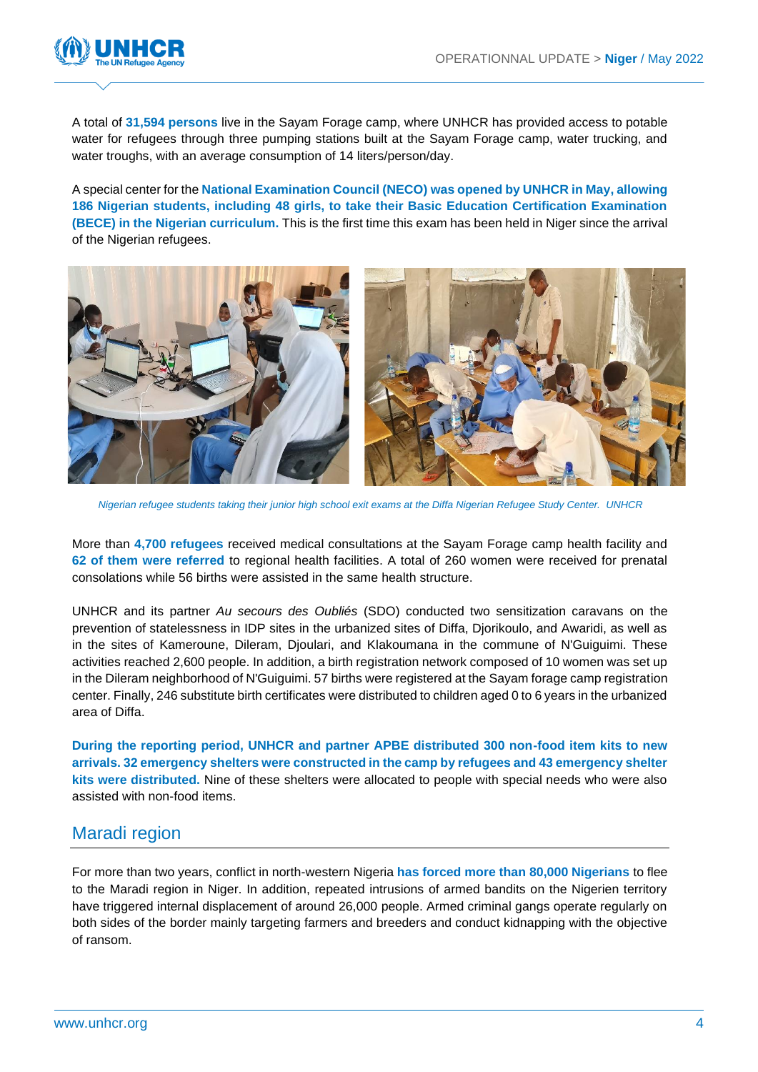A total of **31,594 persons** live in the Sayam Forage camp, where UNHCR has provided access to potable water for refugees through three pumping stations built at the Sayam Forage camp, water trucking, and water troughs, with an average consumption of 14 liters/person/day.

A special center for the **National Examination Council (NECO) was opened by UNHCR in May, allowing 186 Nigerian students, including 48 girls, to take their Basic Education Certification Examination (BECE) in the Nigerian curriculum.** This is the first time this exam has been held in Niger since the arrival of the Nigerian refugees.

*Nigerian refugee students taking their junior high school exit exams at the Diffa Nigerian Refugee Study Center. UNHCR*

More than **4,700 refugees** received medical consultations at the Sayam Forage camp health facility and **62 of them were referred** to regional health facilities. A total of 260 women were received for prenatal consolations while 56 births were assisted in the same health structure.

UNHCR and its partner *Au secours des Oubliés* (SDO) conducted two sensitization caravans on the prevention of statelessness in IDP sites in the urbanized sites of Diffa, Djorikoulo, and Awaridi, as well as in the sites of Kameroune, Dileram, Djoulari, and Klakoumana in the commune of N'Guiguimi. These activities reached 2,600 people. In addition, a birth registration network composed of 10 women was set up in the Dileram neighborhood of N'Guiguimi. 57 births were registered at the Sayam forage camp registration center. Finally, 246 substitute birth certificates were distributed to children aged 0 to 6 years in the urbanized area of Diffa.

**During the reporting period, UNHCR and partner APBE distributed 300 non-food item kits to new arrivals. 32 emergency shelters were constructed in the camp by refugees and 43 emergency shelter kits were distributed.** Nine of these shelters were allocated to people with special needs who were also assisted with non-food items.

## Maradi region

For more than two years, conflict in north-western Nigeria **has forced more than 80,000 Nigerians** to flee to the Maradi region in Niger. In addition, repeated intrusions of armed bandits on the Nigerien territory have triggered internal displacement of around 26,000 people. Armed criminal gangs operate regularly on both sides of the border mainly targeting farmers and breeders and conduct kidnapping with the objective of ransom.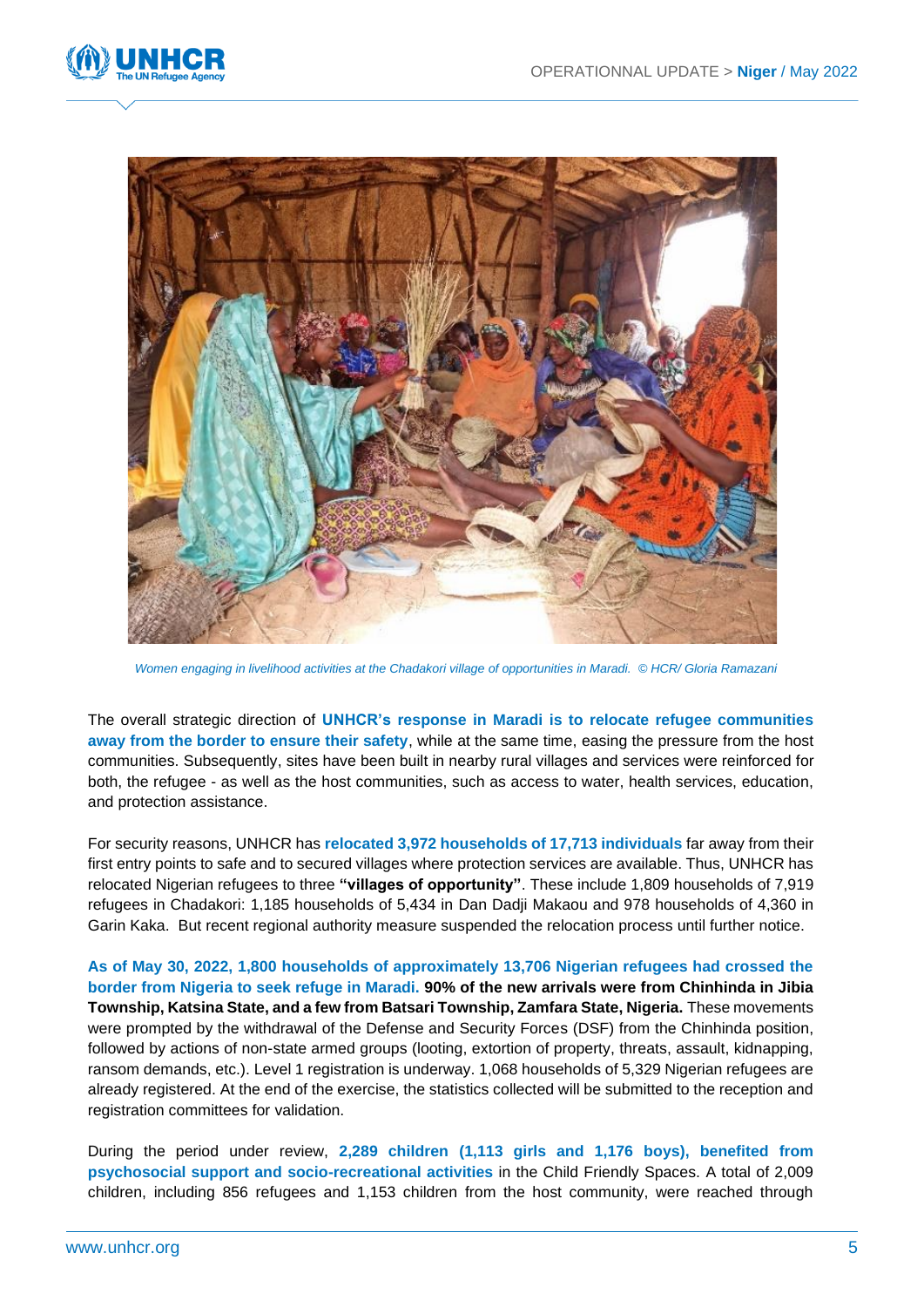*Women engaging in livelihood activities at the Chadakori village of opportunities in Maradi. © HCR/ Gloria Ramazani*

The overall strategic direction of **UNHCR's response in Maradi is to relocate refugee communities away from the border to ensure their safety**, while at the same time, easing the pressure from the host communities. Subsequently, sites have been built in nearby rural villages and services were reinforced for both, the refugee - as well as the host communities, such as access to water, health services, education, and protection assistance.

For security reasons, UNHCR has **relocated 3,972 households of 17,713 individuals** far away from their first entry points to safe and to secured villages where protection services are available. Thus, UNHCR has relocated Nigerian refugees to three **"villages of opportunity"**. These include 1,809 households of 7,919 refugees in Chadakori: 1,185 households of 5,434 in Dan Dadji Makaou and 978 households of 4,360 in Garin Kaka. But recent regional authority measure suspended the relocation process until further notice.

**As of May 30, 2022, 1,800 households of approximately 13,706 Nigerian refugees had crossed the border from Nigeria to seek refuge in Maradi. 90% of the new arrivals were from Chinhinda in Jibia Township, Katsina State, and a few from Batsari Township, Zamfara State, Nigeria.** These movements were prompted by the withdrawal of the Defense and Security Forces (DSF) from the Chinhinda position, followed by actions of non-state armed groups (looting, extortion of property, threats, assault, kidnapping, ransom demands, etc.). Level 1 registration is underway. 1,068 households of 5,329 Nigerian refugees are already registered. At the end of the exercise, the statistics collected will be submitted to the reception and registration committees for validation.

During the period under review, **2,289 children (1,113 girls and 1,176 boys), benefited from psychosocial support and socio-recreational activities** in the Child Friendly Spaces. A total of 2,009 children, including 856 refugees and 1,153 children from the host community, were reached through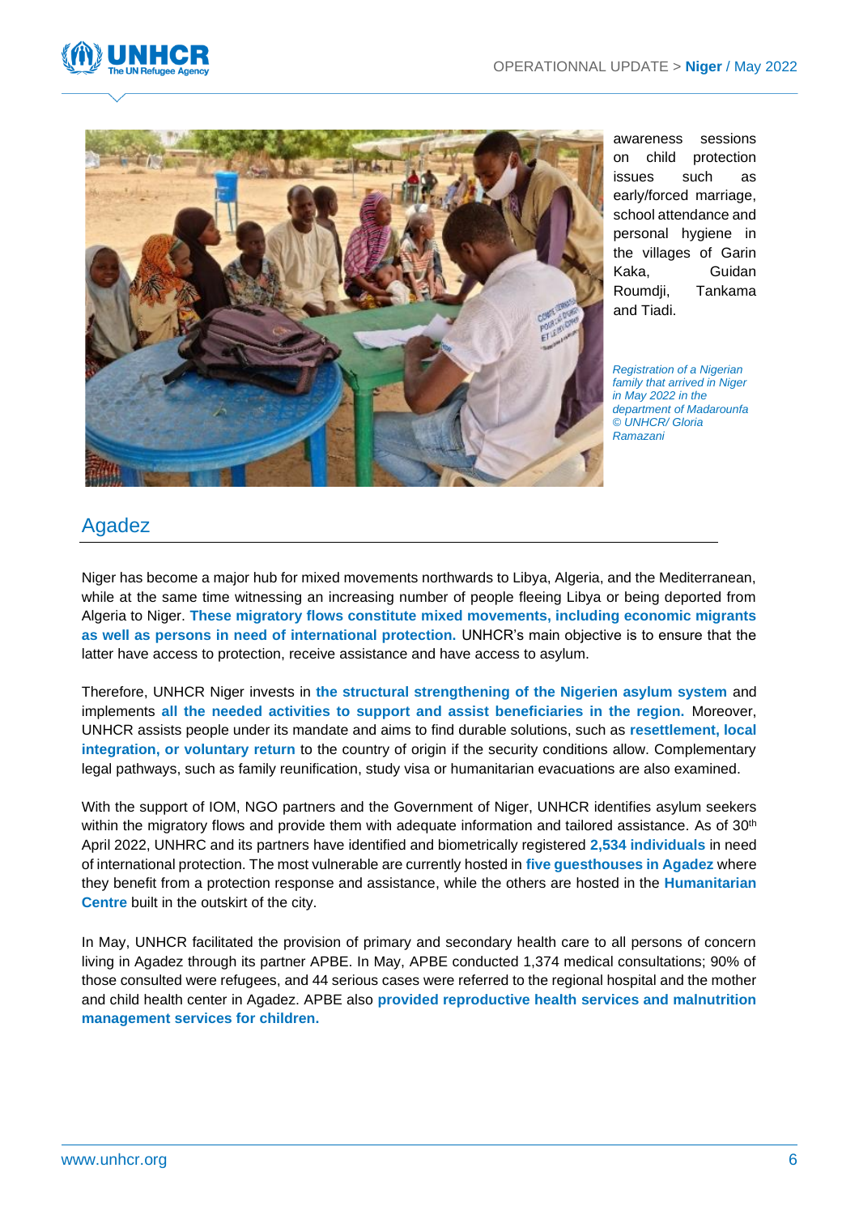awareness sessions on child protection issues such as early/forced marriage, school attendance and personal hygiene in the villages of Garin Kaka, Guidan Roumdji, Tankama and Tiadi.

*Registration of a Nigerian family that arrived in Niger in May 2022 in the department of Madarounfa © UNHCR/ Gloria Ramazani*

## Agadez

Niger has become a major hub for mixed movements northwards to Libya, Algeria, and the Mediterranean, while at the same time witnessing an increasing number of people fleeing Libya or being deported from Algeria to Niger. **These migratory flows constitute mixed movements, including economic migrants as well as persons in need of international protection.** UNHCR's main objective is to ensure that the latter have access to protection, receive assistance and have access to asylum.

Therefore, UNHCR Niger invests in **the structural strengthening of the Nigerien asylum system** and implements **all the needed activities to support and assist beneficiaries in the region.** Moreover, UNHCR assists people under its mandate and aims to find durable solutions, such as **resettlement, local integration, or voluntary return** to the country of origin if the security conditions allow. Complementary legal pathways, such as family reunification, study visa or humanitarian evacuations are also examined.

With the support of IOM, NGO partners and the Government of Niger, UNHCR identifies asylum seekers within the migratory flows and provide them with adequate information and tailored assistance. As of 30th April 2022, UNHRC and its partners have identified and biometrically registered **2,534 individuals** in need of international protection. The most vulnerable are currently hosted in **five guesthouses in Agadez** where they benefit from a protection response and assistance, while the others are hosted in the **Humanitarian Centre** built in the outskirt of the city.

In May, UNHCR facilitated the provision of primary and secondary health care to all persons of concern living in Agadez through its partner APBE. In May, APBE conducted 1,374 medical consultations; 90% of those consulted were refugees, and 44 serious cases were referred to the regional hospital and the mother and child health center in Agadez. APBE also **provided reproductive health services and malnutrition management services for children.**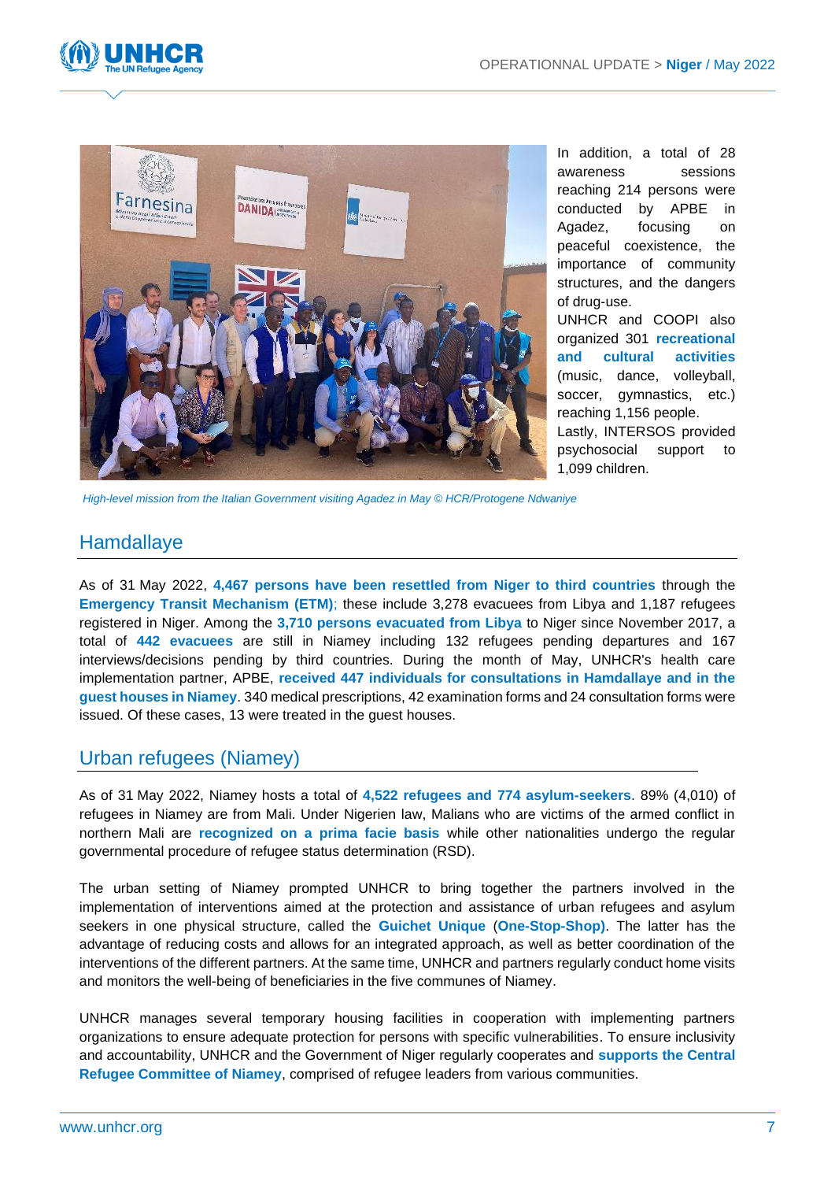In addition, a total of 28 awareness sessions reaching 214 persons were conducted by APBE in Agadez, focusing on peaceful coexistence, the importance of community structures, and the dangers of drug-use.

UNHCR and COOPI also organized 301 **recreational and cultural activities** (music, dance, volleyball, soccer, gymnastics, etc.) reaching 1,156 people.

Lastly, INTERSOS provided psychosocial support to 1,099 children.

*High-level mission from the Italian Government visiting Agadez in May © HCR/Protogene Ndwaniye*

## Hamdallaye

As of 31 May 2022, **4,467 persons have been resettled from Niger to third countries** through the **Emergency Transit Mechanism (ETM)**; these include 3,278 evacuees from Libya and 1,187 refugees registered in Niger. Among the **3,710 persons evacuated from Libya** to Niger since November 2017, a total of **442 evacuees** are still in Niamey including 132 refugees pending departures and 167 interviews/decisions pending by third countries. During the month of May, UNHCR's health care implementation partner, APBE, **received 447 individuals for consultations in Hamdallaye and in the guest houses in Niamey**. 340 medical prescriptions, 42 examination forms and 24 consultation forms were issued. Of these cases, 13 were treated in the guest houses.

## Urban refugees (Niamey)

As of 31 May 2022, Niamey hosts a total of **4,522 refugees and 774 asylum-seekers**. 89% (4,010) of refugees in Niamey are from Mali. Under Nigerien law, Malians who are victims of the armed conflict in northern Mali are **recognized on a prima facie basis** while other nationalities undergo the regular governmental procedure of refugee status determination (RSD).

The urban setting of Niamey prompted UNHCR to bring together the partners involved in the implementation of interventions aimed at the protection and assistance of urban refugees and asylum seekers in one physical structure, called the **Guichet Unique** (**One-Stop-Shop)**. The latter has the advantage of reducing costs and allows for an integrated approach, as well as better coordination of the interventions of the different partners. At the same time, UNHCR and partners regularly conduct home visits and monitors the well-being of beneficiaries in the five communes of Niamey.

UNHCR manages several temporary housing facilities in cooperation with implementing partners organizations to ensure adequate protection for persons with specific vulnerabilities. To ensure inclusivity and accountability, UNHCR and the Government of Niger regularly cooperates and **supports the Central Refugee Committee of Niamey**, comprised of refugee leaders from various communities.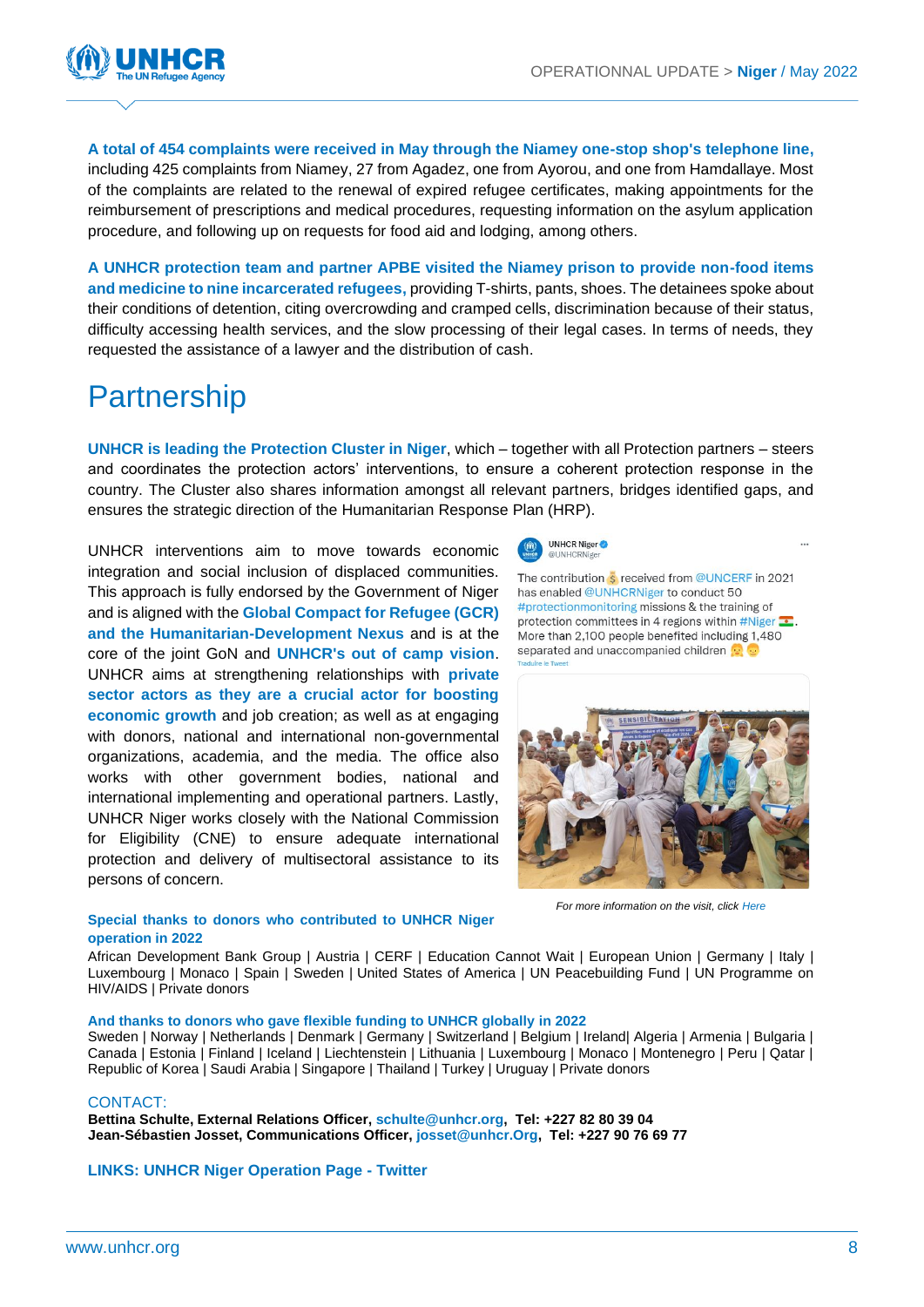**A total of 454 complaints were received in May through the Niamey one-stop shop's telephone line,** including 425 complaints from Niamey, 27 from Agadez, one from Ayorou, and one from Hamdallaye. Most of the complaints are related to the renewal of expired refugee certificates, making appointments for the reimbursement of prescriptions and medical procedures, requesting information on the asylum application procedure, and following up on requests for food aid and lodging, among others.

**A UNHCR protection team and partner APBE visited the Niamey prison to provide non-food items and medicine to nine incarcerated refugees,** providing T-shirts, pants, shoes. The detainees spoke about their conditions of detention, citing overcrowding and cramped cells, discrimination because of their status, difficulty accessing health services, and the slow processing of their legal cases. In terms of needs, they requested the assistance of a lawyer and the distribution of cash.

# Partnership

**UNHCR is leading the Protection Cluster in Niger**, which – together with all Protection partners – steers and coordinates the protection actors' interventions, to ensure a coherent protection response in the country. The Cluster also shares information amongst all relevant partners, bridges identified gaps, and ensures the strategic direction of the Humanitarian Response Plan (HRP).

UNHCR interventions aim to move towards economic integration and social inclusion of displaced communities. This approach is fully endorsed by the Government of Niger and is aligned with the **Global Compact for Refugee (GCR) and the Humanitarian-Development Nexus** and is at the core of the joint GoN and **UNHCR's out of camp vision**. UNHCR aims at strengthening relationships with **private sector actors as they are a crucial actor for boosting economic growth** and job creation; as well as at engaging with donors, national and international non-governmental organizations, academia, and the media. The office also works with other government bodies, national and international implementing and operational partners. Lastly, UNHCR Niger works closely with the National Commission for Eligibility (CNE) to ensure adequate international protection and delivery of multisectoral assistance to its persons of concern.

UNHCR Niger @UNHCRNiger

The contribution 💰 received from @UNCERF in 2021 has enabled @UNHCRNiger to conduct 50 #protectionmonitoring missions & the training of protection committees in 4 regions within #Niger 🇳🇪. More than 2,100 people benefited including 1,480 separated and unaccompanied children 👧👦

Traduire le Tweet

*For more information on the visit, click Here*

**Special thanks to donors who contributed to UNHCR Niger operation in 2022**

African Development Bank Group | Austria | CERF | Education Cannot Wait | European Union | Germany | Italy | Luxembourg | Monaco | Spain | Sweden | United States of America | UN Peacebuilding Fund | UN Programme on HIV/AIDS | Private donors

**And thanks to donors who gave flexible funding to UNHCR globally in 2022**

Sweden | Norway | Netherlands | Denmark | Germany | Switzerland | Belgium | Ireland| Algeria | Armenia | Bulgaria | Canada | Estonia | Finland | Iceland | Liechtenstein | Lithuania | Luxembourg | Monaco | Montenegro | Peru | Qatar | Republic of Korea | Saudi Arabia | Singapore | Thailand | Turkey | Uruguay | Private donors

CONTACT:

**Bettina Schulte, External Relations Officer, schulte@unhcr.org, Tel: +227 82 80 39 04**
**Jean-Sébastien Josset, Communications Officer, josset@unhcr.Org, Tel: +227 90 76 69 77**

**LINKS: UNHCR Niger Operation Page - Twitter**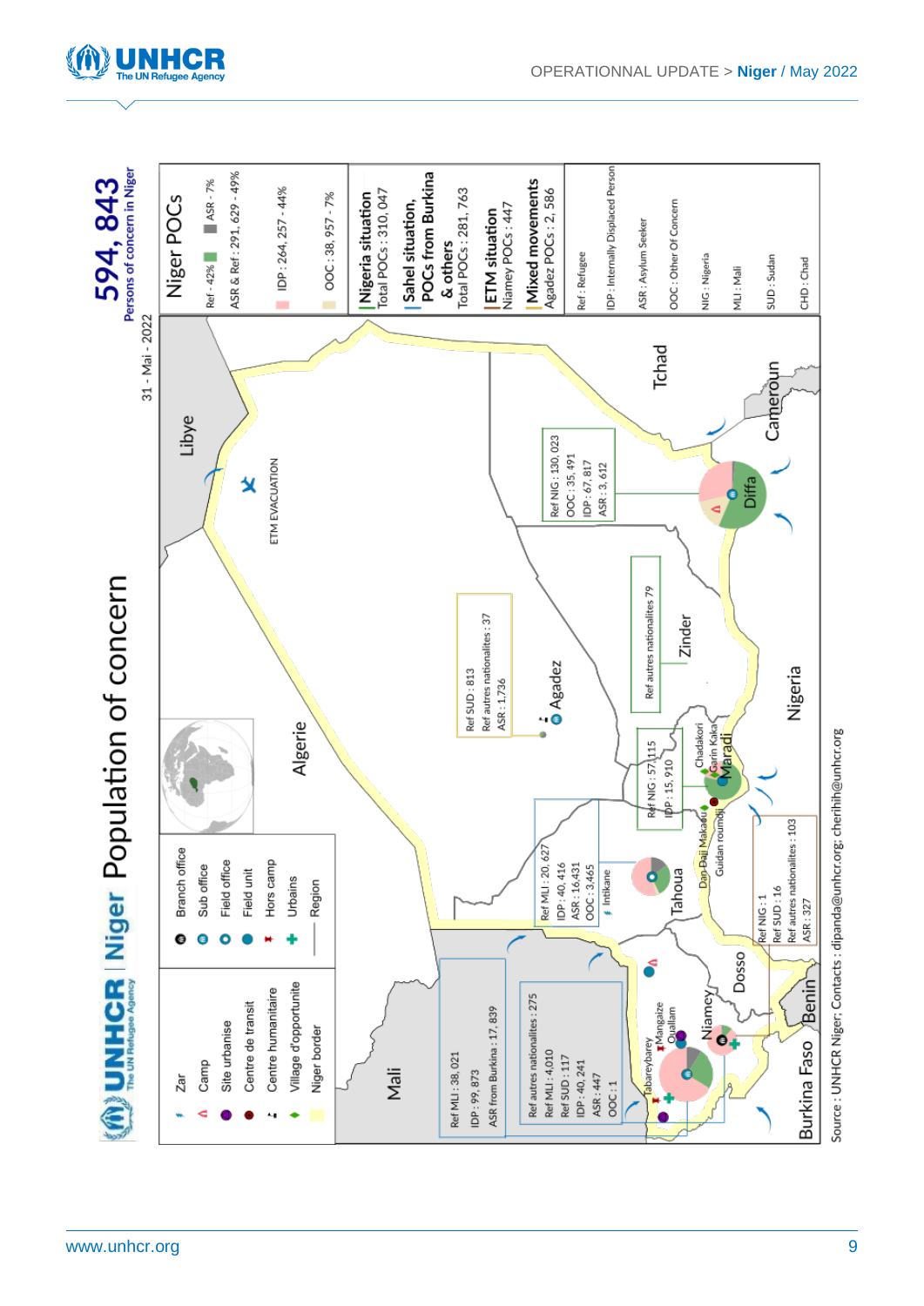OPERATIONNAL UPDATE > **Niger** / May 2022

# UNHCR | Niger Population of concern

31 - Mai - 2022

**594, 843**
Persons of concern in Niger

## Niger POCs

Ref - 42% ASR - 7%
ASR & Ref : 291, 629 - 49%
IDP : 264, 257 - 44%
OOC : 38, 957 - 7%

**Nigeria situation**
Total POCs : 310, 047

**Sahel situation, POCs from Burkina & others**
Total POCs : 281, 763

**ETM situation**
Niamey POCs : 447

**Mixed movements**
Agadez POCs : 2, 586

Ref : Refugee
IDP : Internally Displaced Person
ASR : Asylum Seeker
OOC : Other Of Concern
NIG : Nigeria
MLI : Mali
SUD : Sudan
CHD : Chad

Zar
Camp
Site urbanise
Centre de transit
Centre humanitaire
Village d'opportunite
Niger border
Branch office
Sub office
Field office
Field unit
Hors camp
Urbains
Region

Libye
Algerie
Mali
Tchad
Cameroun
Nigeria
Benin
Burkina Faso

ETM EVACUATION

Agadez
Ref SUD : 813
Ref autres nationalites : 37
ASR : 1,736

Diffa
Ref NIG : 130, 023
OOC : 35, 491
IDP : 67, 817
ASR : 3, 612

Zinder
Ref autres nationalites 79

Maradi
Ref NIG : 57, 115
IDP : 15, 910
Chadakori
Garin Kaka
Dan Dadi Makaou
Guidan roumdji

Tahoua
Ref MLI : 20, 627
IDP : 40, 416
ASR : 16,431
OOC : 3,465
Intikane

Dosso
Ref NIG : 1
Ref SUD : 16
Ref autres nationalites : 103
ASR : 327

Ref MLI : 38, 021
IDP : 99, 873
ASR from Burkina : 17, 839

Niamey
Tabareybarey
Mangaize
Ouallam
Ref autres nationalites : 275
Ref MLI : 4,010
Ref SUD : 117
IDP : 40, 241
ASR : 447
OOC : 1

Source : UNHCR Niger; Contacts : dipanda@unhcr.org; cherihih@unhcr.org